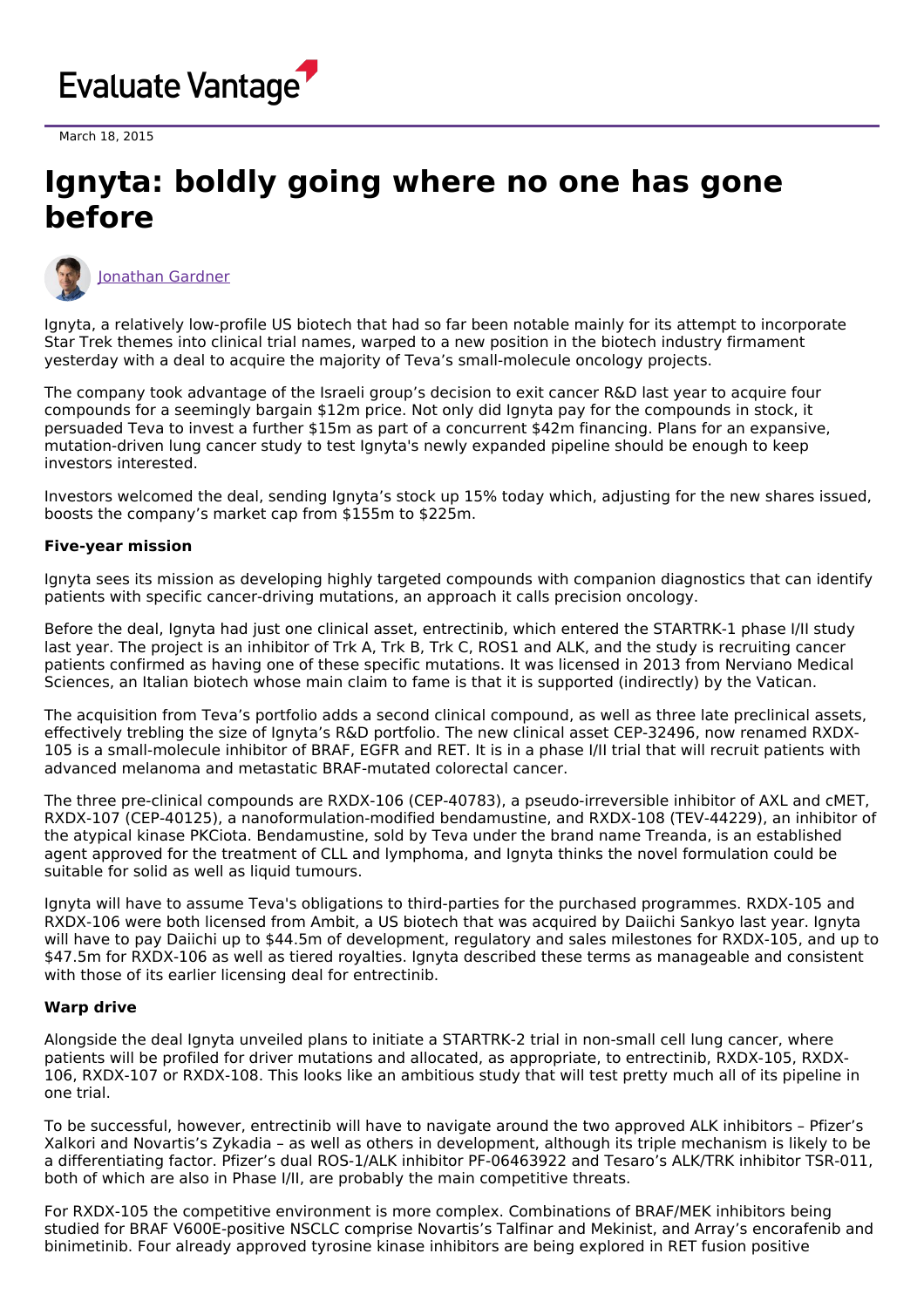March 18, 2015

# Ignyta: boldly going where no one has gone before

Jonathan Gardner

Ignyta, a relatively low-profile US biotech that had so far been notable mainly for its attempt to incorporate Star Trek themes into clinical trial names, warped to a new position in the biotech industry firmament yesterday with a deal to acquire the majority of Teva's small-molecule oncology projects.

The company took advantage of the Israeli group's decision to exit cancer R&D last year to acquire four compounds for a seemingly bargain $12m price. Not only did Ignyta pay for the compounds in stock, it persuaded Teva to invest a further $15m as part of a concurrent $42m financing. Plans for an expansive, mutation-driven lung cancer study to test Ignyta's newly expanded pipeline should be enough to keep investors interested.

Investors welcomed the deal, sending Ignyta's stock up 15% today which, adjusting for the new shares issued, boosts the company's market cap from $155m to $225m.

**Five-year mission**

Ignyta sees its mission as developing highly targeted compounds with companion diagnostics that can identify patients with specific cancer-driving mutations, an approach it calls precision oncology.

Before the deal, Ignyta had just one clinical asset, entrectinib, which entered the STARTRK-1 phase I/II study last year. The project is an inhibitor of Trk A, Trk B, Trk C, ROS1 and ALK, and the study is recruiting cancer patients confirmed as having one of these specific mutations. It was licensed in 2013 from Nerviano Medical Sciences, an Italian biotech whose main claim to fame is that it is supported (indirectly) by the Vatican.

The acquisition from Teva's portfolio adds a second clinical compound, as well as three late preclinical assets, effectively trebling the size of Ignyta's R&D portfolio. The new clinical asset CEP-32496, now renamed RXDX-105 is a small-molecule inhibitor of BRAF, EGFR and RET. It is in a phase I/II trial that will recruit patients with advanced melanoma and metastatic BRAF-mutated colorectal cancer.

The three pre-clinical compounds are RXDX-106 (CEP-40783), a pseudo-irreversible inhibitor of AXL and cMET, RXDX-107 (CEP-40125), a nanoformulation-modified bendamustine, and RXDX-108 (TEV-44229), an inhibitor of the atypical kinase PKCiota. Bendamustine, sold by Teva under the brand name Treanda, is an established agent approved for the treatment of CLL and lymphoma, and Ignyta thinks the novel formulation could be suitable for solid as well as liquid tumours.

Ignyta will have to assume Teva's obligations to third-parties for the purchased programmes. RXDX-105 and RXDX-106 were both licensed from Ambit, a US biotech that was acquired by Daiichi Sankyo last year. Ignyta will have to pay Daiichi up to $44.5m of development, regulatory and sales milestones for RXDX-105, and up to $47.5m for RXDX-106 as well as tiered royalties. Ignyta described these terms as manageable and consistent with those of its earlier licensing deal for entrectinib.

**Warp drive**

Alongside the deal Ignyta unveiled plans to initiate a STARTRK-2 trial in non-small cell lung cancer, where patients will be profiled for driver mutations and allocated, as appropriate, to entrectinib, RXDX-105, RXDX-106, RXDX-107 or RXDX-108. This looks like an ambitious study that will test pretty much all of its pipeline in one trial.

To be successful, however, entrectinib will have to navigate around the two approved ALK inhibitors – Pfizer's Xalkori and Novartis's Zykadia – as well as others in development, although its triple mechanism is likely to be a differentiating factor. Pfizer's dual ROS-1/ALK inhibitor PF-06463922 and Tesaro's ALK/TRK inhibitor TSR-011, both of which are also in Phase I/II, are probably the main competitive threats.

For RXDX-105 the competitive environment is more complex. Combinations of BRAF/MEK inhibitors being studied for BRAF V600E-positive NSCLC comprise Novartis's Talfinar and Mekinist, and Array's encorafenib and binimetinib. Four already approved tyrosine kinase inhibitors are being explored in RET fusion positive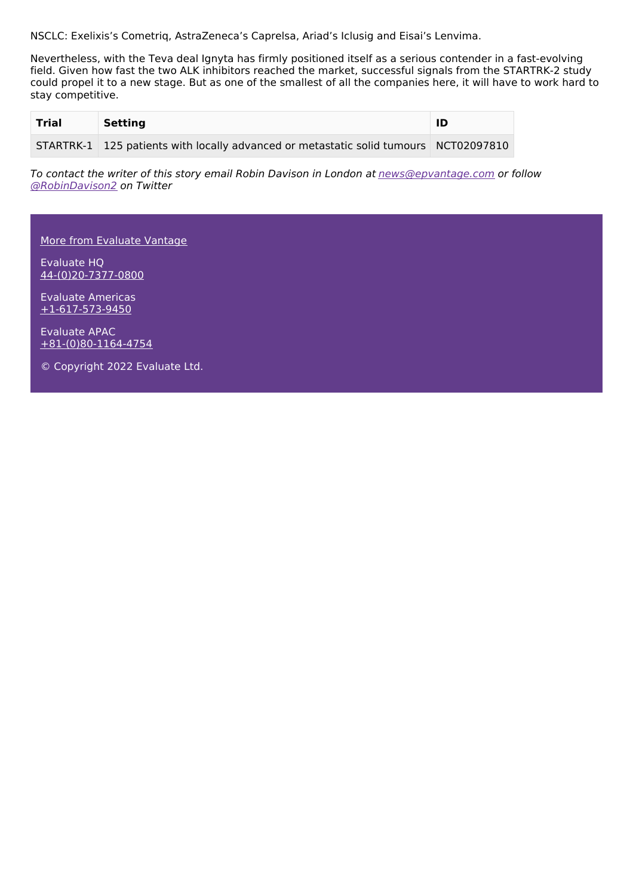NSCLC: Exelixis's Cometriq, AstraZeneca's Caprelsa, Ariad's Iclusig and Eisai's Lenvima.

Nevertheless, with the Teva deal Ignyta has firmly positioned itself as a serious contender in a fast-evolving field. Given how fast the two ALK inhibitors reached the market, successful signals from the STARTRK-2 study could propel it to a new stage. But as one of the smallest of all the companies here, it will have to work hard to stay competitive.

| Trial | Setting | ID |
|---|---|---|
| STARTRK-1 | 125 patients with locally advanced or metastatic solid tumours | NCT02097810 |

*To contact the writer of this story email Robin Davison in London at [news@epvantage.com](mailto:news@epvantage.com) or follow [@RobinDavison2](https://twitter.com/RobinDavison2) on Twitter*

More from Evaluate Vantage

Evaluate HQ
44-(0)20-7377-0800

Evaluate Americas
+1-617-573-9450

Evaluate APAC
+81-(0)80-1164-4754

© Copyright 2022 Evaluate Ltd.